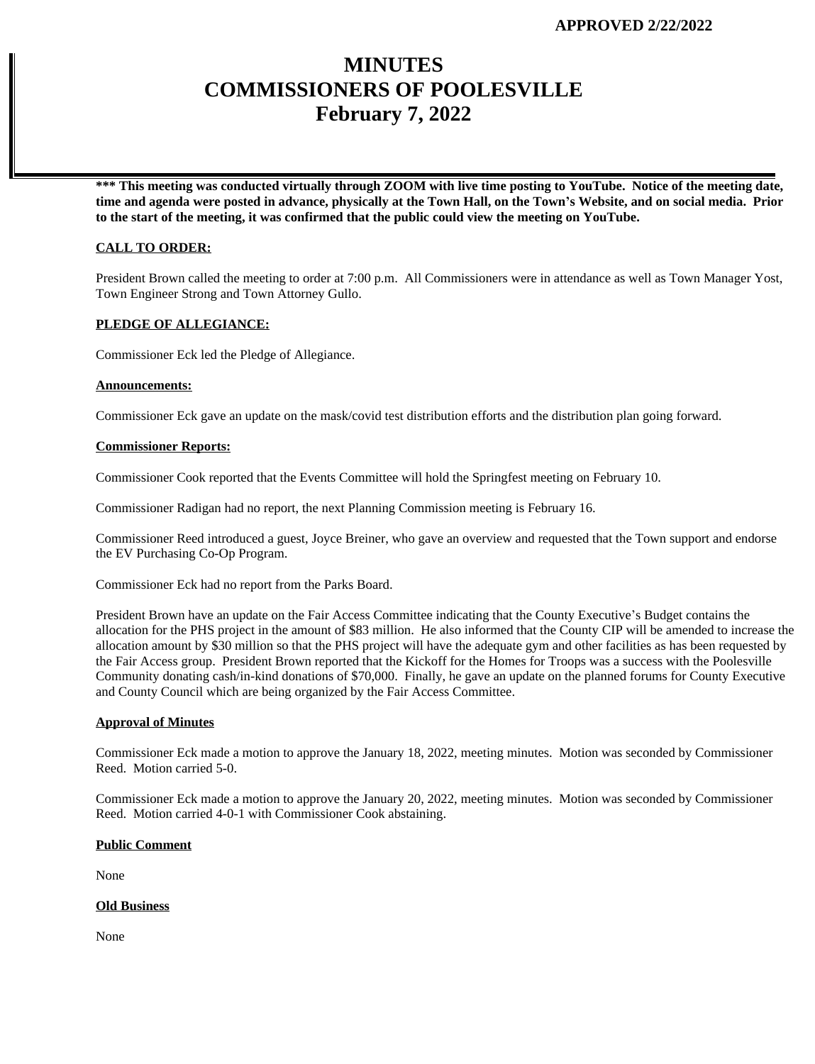**APPROVED 2/22/2022**

# MINUTES
# COMMISSIONERS OF POOLESVILLE
# February 7, 2022

**\*\*\* This meeting was conducted virtually through ZOOM with live time posting to YouTube. Notice of the meeting date, time and agenda were posted in advance, physically at the Town Hall, on the Town's Website, and on social media. Prior to the start of the meeting, it was confirmed that the public could view the meeting on YouTube.**

**CALL TO ORDER:**

President Brown called the meeting to order at 7:00 p.m. All Commissioners were in attendance as well as Town Manager Yost, Town Engineer Strong and Town Attorney Gullo.

**PLEDGE OF ALLEGIANCE:**

Commissioner Eck led the Pledge of Allegiance.

**Announcements:**

Commissioner Eck gave an update on the mask/covid test distribution efforts and the distribution plan going forward.

**Commissioner Reports:**

Commissioner Cook reported that the Events Committee will hold the Springfest meeting on February 10.

Commissioner Radigan had no report, the next Planning Commission meeting is February 16.

Commissioner Reed introduced a guest, Joyce Breiner, who gave an overview and requested that the Town support and endorse the EV Purchasing Co-Op Program.

Commissioner Eck had no report from the Parks Board.

President Brown have an update on the Fair Access Committee indicating that the County Executive's Budget contains the allocation for the PHS project in the amount of $83 million. He also informed that the County CIP will be amended to increase the allocation amount by $30 million so that the PHS project will have the adequate gym and other facilities as has been requested by the Fair Access group. President Brown reported that the Kickoff for the Homes for Troops was a success with the Poolesville Community donating cash/in-kind donations of $70,000. Finally, he gave an update on the planned forums for County Executive and County Council which are being organized by the Fair Access Committee.

**Approval of Minutes**

Commissioner Eck made a motion to approve the January 18, 2022, meeting minutes. Motion was seconded by Commissioner Reed. Motion carried 5-0.

Commissioner Eck made a motion to approve the January 20, 2022, meeting minutes. Motion was seconded by Commissioner Reed. Motion carried 4-0-1 with Commissioner Cook abstaining.

**Public Comment**

None

**Old Business**

None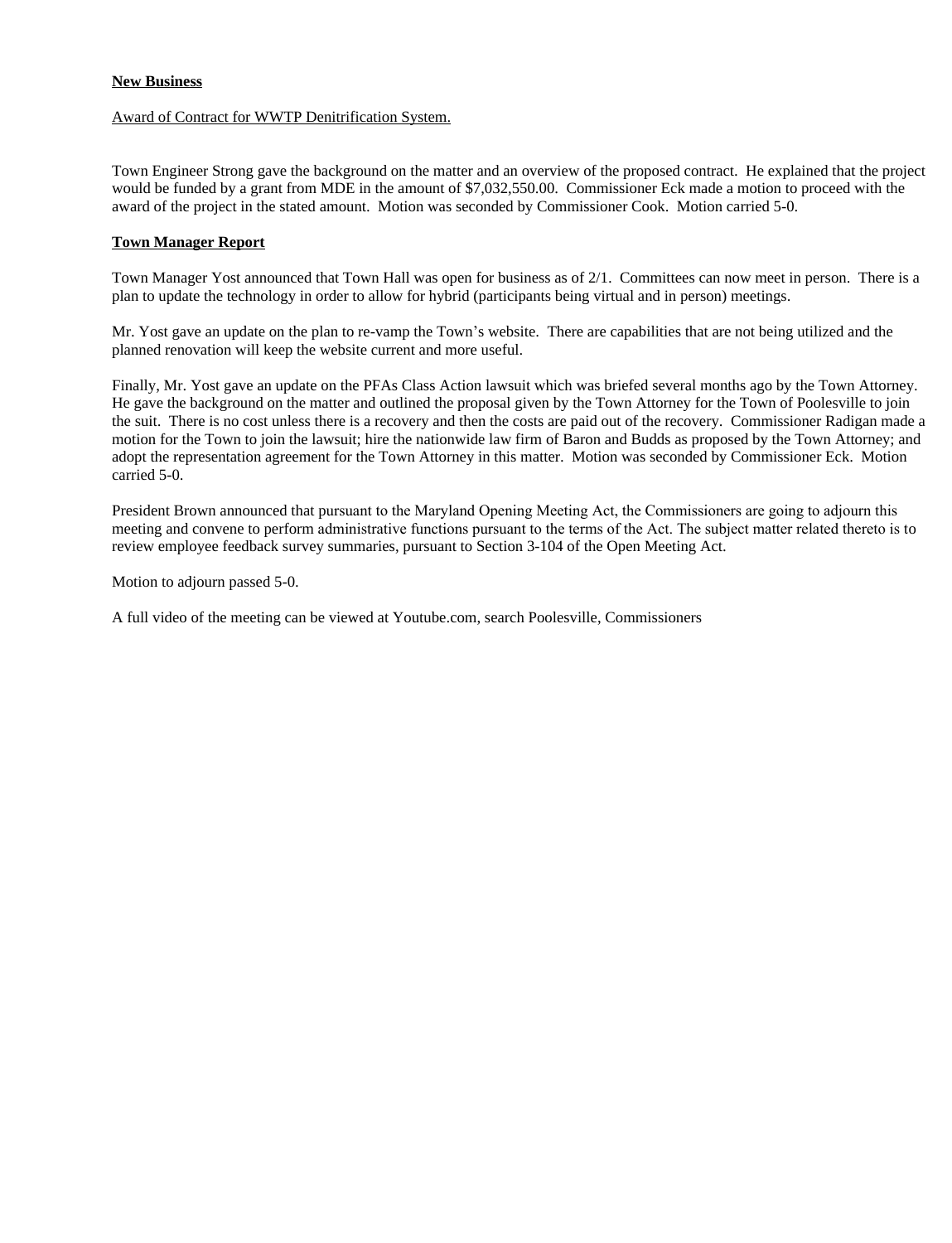**New Business**

Award of Contract for WWTP Denitrification System.

Town Engineer Strong gave the background on the matter and an overview of the proposed contract. He explained that the project would be funded by a grant from MDE in the amount of $7,032,550.00. Commissioner Eck made a motion to proceed with the award of the project in the stated amount. Motion was seconded by Commissioner Cook. Motion carried 5-0.

**Town Manager Report**

Town Manager Yost announced that Town Hall was open for business as of 2/1. Committees can now meet in person. There is a plan to update the technology in order to allow for hybrid (participants being virtual and in person) meetings.

Mr. Yost gave an update on the plan to re-vamp the Town's website. There are capabilities that are not being utilized and the planned renovation will keep the website current and more useful.

Finally, Mr. Yost gave an update on the PFAs Class Action lawsuit which was briefed several months ago by the Town Attorney. He gave the background on the matter and outlined the proposal given by the Town Attorney for the Town of Poolesville to join the suit. There is no cost unless there is a recovery and then the costs are paid out of the recovery. Commissioner Radigan made a motion for the Town to join the lawsuit; hire the nationwide law firm of Baron and Budds as proposed by the Town Attorney; and adopt the representation agreement for the Town Attorney in this matter. Motion was seconded by Commissioner Eck. Motion carried 5-0.

President Brown announced that pursuant to the Maryland Opening Meeting Act, the Commissioners are going to adjourn this meeting and convene to perform administrative functions pursuant to the terms of the Act. The subject matter related thereto is to review employee feedback survey summaries, pursuant to Section 3-104 of the Open Meeting Act.

Motion to adjourn passed 5-0.

A full video of the meeting can be viewed at Youtube.com, search Poolesville, Commissioners